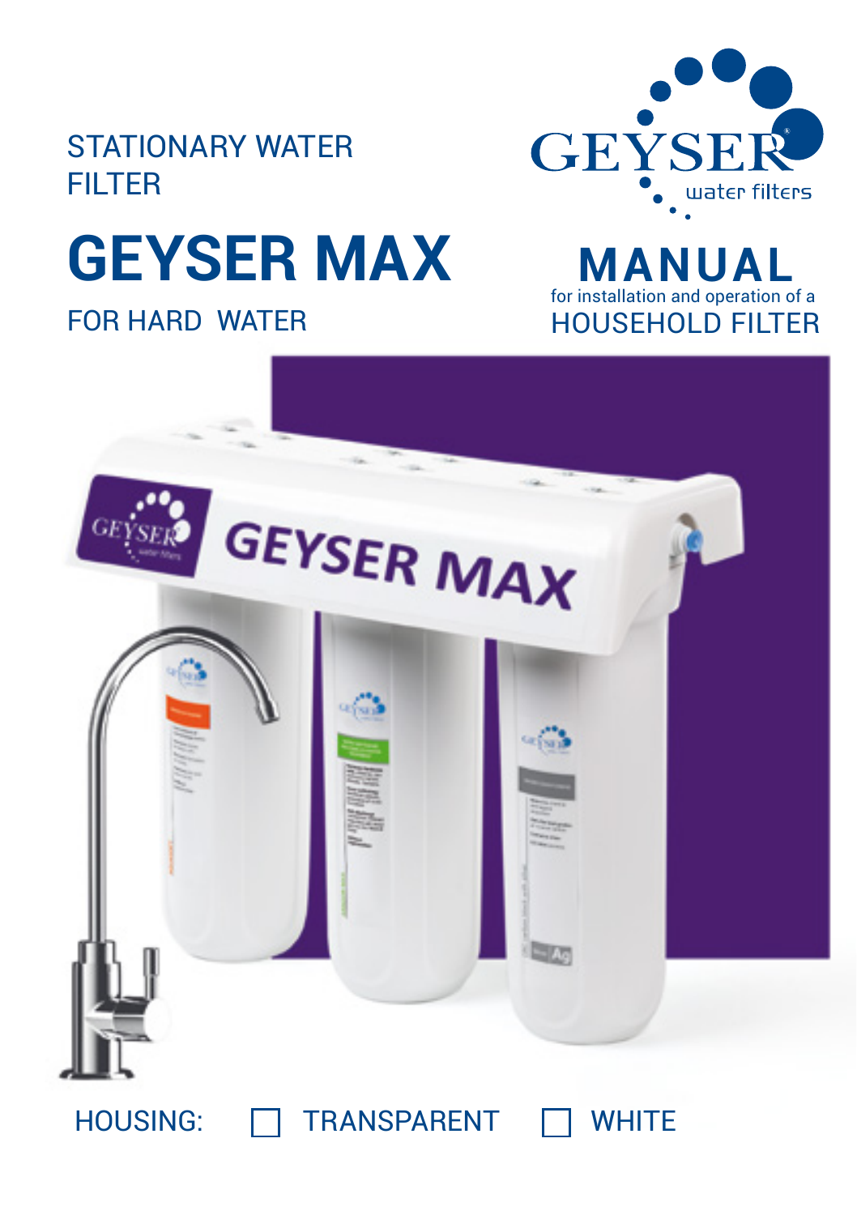STATIONARY WATER FILTER

# GEYSER MAX

FOR HARD WATER

GEYSER water filters

## MANUAL

for installation and operation of a

HOUSEHOLD FILTER

HOUSING: ☐ TRANSPARENT ☐ WHITE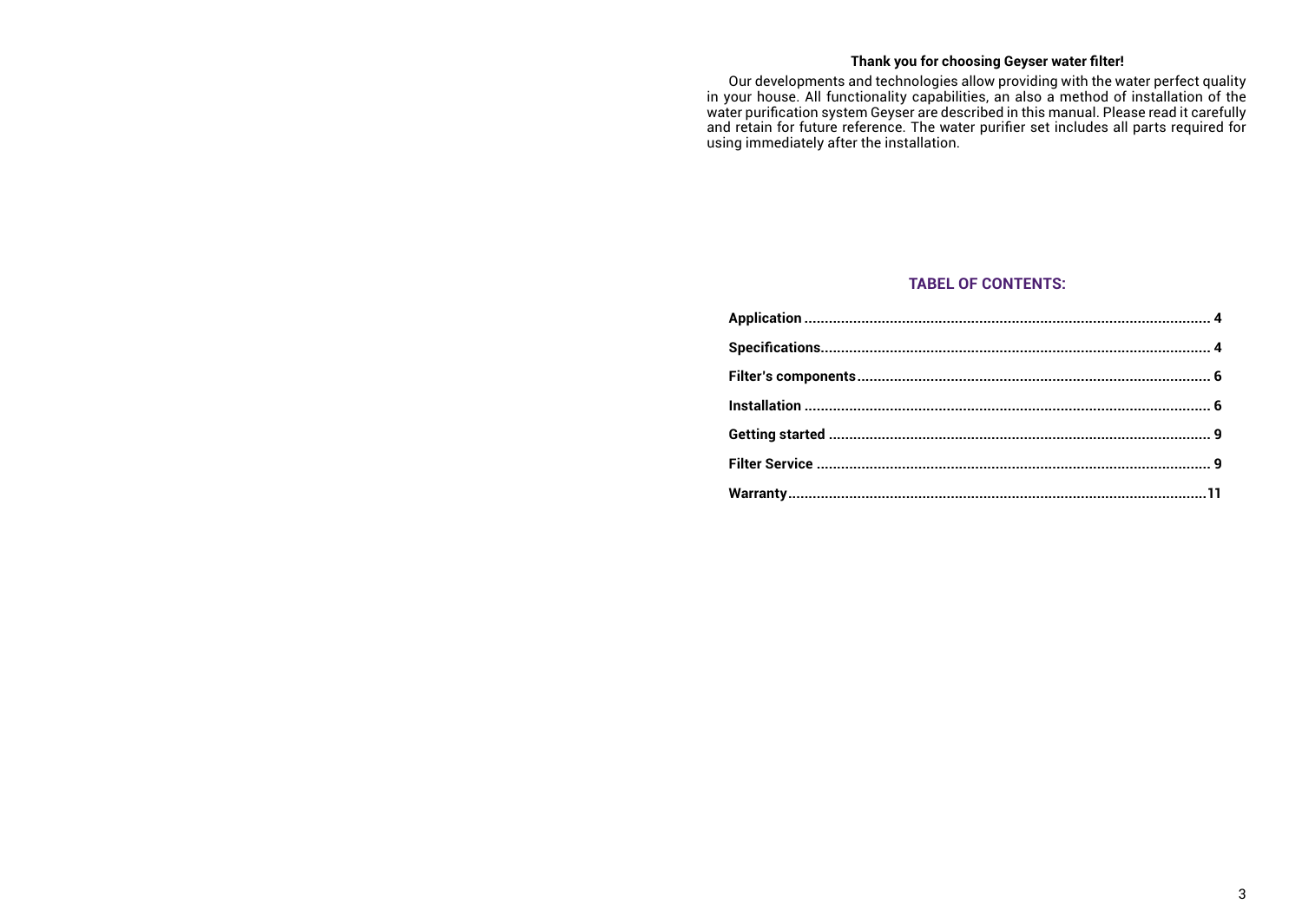**Thank you for choosing Geyser water filter!**

Our developments and technologies allow providing with the water perfect quality in your house. All functionality capabilities, an also a method of installation of the water purification system Geyser are described in this manual. Please read it carefully and retain for future reference. The water purifier set includes all parts required for using immediately after the installation.

## TABEL OF CONTENTS:

**Application** .................................................................................................. **4**

**Specifications**.............................................................................................. **4**

**Filter's components**..................................................................................... **6**

**Installation** ................................................................................................... **6**

**Getting started** ............................................................................................ **9**

**Filter Service** ............................................................................................... **9**

**Warranty**.....................................................................................................**11**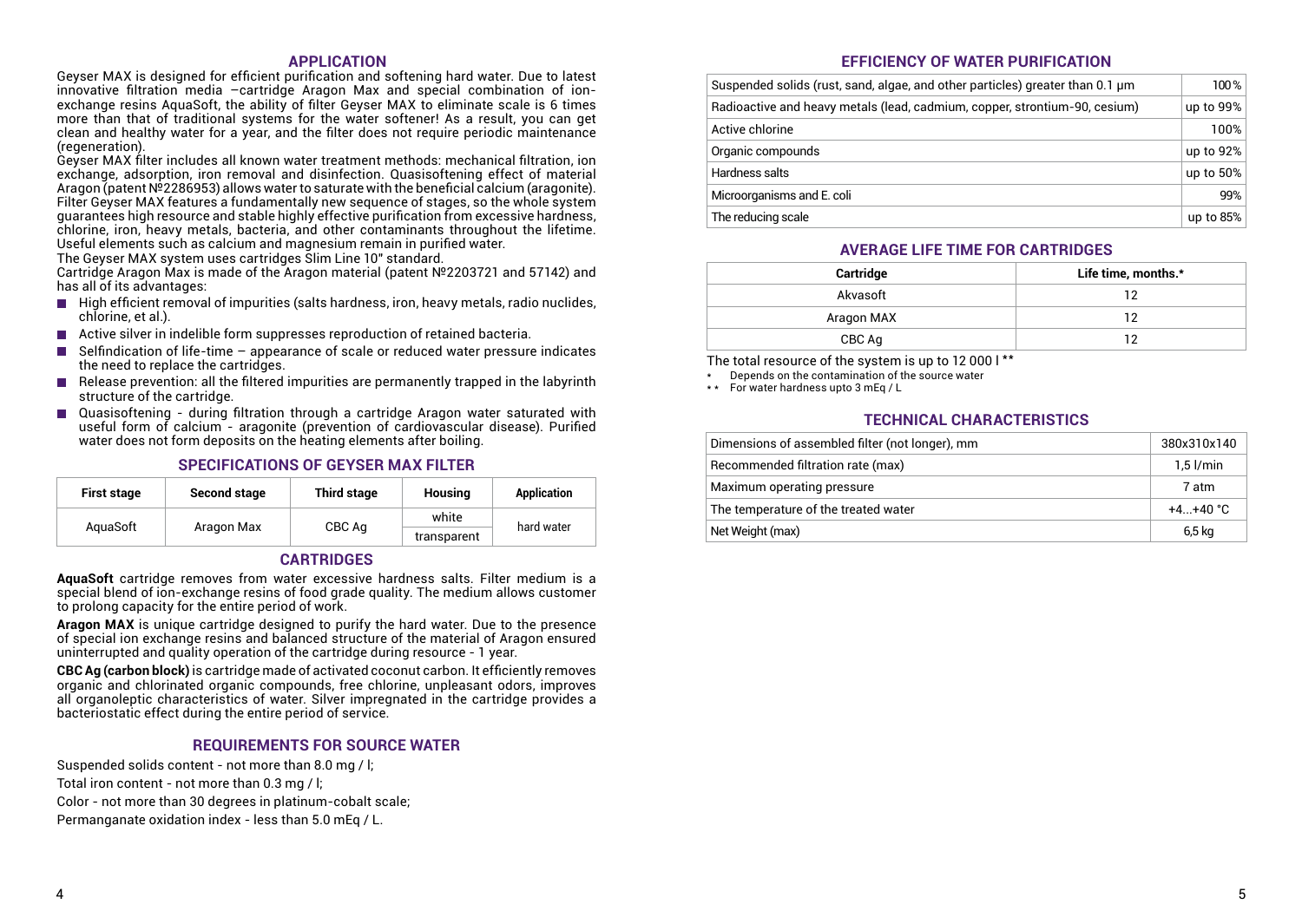## APPLICATION

Geyser MAX is designed for efficient purification and softening hard water. Due to latest innovative filtration media –cartridge Aragon Max and special combination of ion-exchange resins AquaSoft, the ability of filter Geyser MAX to eliminate scale is 6 times more than that of traditional systems for the water softener! As a result, you can get clean and healthy water for a year, and the filter does not require periodic maintenance (regeneration).

Geyser MAX filter includes all known water treatment methods: mechanical filtration, ion exchange, adsorption, iron removal and disinfection. Quasisoftening effect of material Aragon (patent №2286953) allows water to saturate with the beneficial calcium (aragonite). Filter Geyser MAX features a fundamentally new sequence of stages, so the whole system guarantees high resource and stable highly effective purification from excessive hardness, chlorine, iron, heavy metals, bacteria, and other contaminants throughout the lifetime. Useful elements such as calcium and magnesium remain in purified water.

The Geyser MAX system uses cartridges Slim Line 10" standard.

Cartridge Aragon Max is made of the Aragon material (patent №2203721 and 57142) and has all of its advantages:

- High efficient removal of impurities (salts hardness, iron, heavy metals, radio nuclides, chlorine, et al.).
- Active silver in indelible form suppresses reproduction of retained bacteria.
- Selfindication of life-time – appearance of scale or reduced water pressure indicates the need to replace the cartridges.
- Release prevention: all the filtered impurities are permanently trapped in the labyrinth structure of the cartridge.
- Quasisoftening - during filtration through a cartridge Aragon water saturated with useful form of calcium - aragonite (prevention of cardiovascular disease). Purified water does not form deposits on the heating elements after boiling.

## SPECIFICATIONS OF GEYSER MAX FILTER

| First stage | Second stage | Third stage | Housing | Application |
|---|---|---|---|---|
| AquaSoft | Aragon Max | CBC Ag | white | hard water |
| | | | transparent | |

## CARTRIDGES

**AquaSoft** cartridge removes from water excessive hardness salts. Filter medium is a special blend of ion-exchange resins of food grade quality. The medium allows customer to prolong capacity for the entire period of work.

**Aragon MAX** is unique cartridge designed to purify the hard water. Due to the presence of special ion exchange resins and balanced structure of the material of Aragon ensured uninterrupted and quality operation of the cartridge during resource - 1 year.

**CBC Ag (carbon block)** is cartridge made of activated coconut carbon. It efficiently removes organic and chlorinated organic compounds, free chlorine, unpleasant odors, improves all organoleptic characteristics of water. Silver impregnated in the cartridge provides a bacteriostatic effect during the entire period of service.

## REQUIREMENTS FOR SOURCE WATER

Suspended solids content - not more than 8.0 mg / l;

Total iron content - not more than 0.3 mg / l;

Color - not more than 30 degrees in platinum-cobalt scale;

Permanganate oxidation index - less than 5.0 mEq / L.

## EFFICIENCY OF WATER PURIFICATION

| | |
|---|---|
| Suspended solids (rust, sand, algae, and other particles) greater than 0.1 µm | 100% |
| Radioactive and heavy metals (lead, cadmium, copper, strontium-90, cesium) | up to 99% |
| Active chlorine | 100% |
| Organic compounds | up to 92% |
| Hardness salts | up to 50% |
| Microorganisms and E. coli | 99% |
| The reducing scale | up to 85% |

## AVERAGE LIFE TIME FOR CARTRIDGES

| Cartridge | Life time, months.* |
|---|---|
| Akvasoft | 12 |
| Aragon MAX | 12 |
| CBC Ag | 12 |

The total resource of the system is up to 12 000 l **

\* Depends on the contamination of the source water

\*\* For water hardness upto 3 mEq / L

## TECHNICAL CHARACTERISTICS

| | |
|---|---|
| Dimensions of assembled filter (not longer), mm | 380x310x140 |
| Recommended filtration rate (max) | 1,5 l/min |
| Maximum operating pressure | 7 atm |
| The temperature of the treated water | +4...+40 °C |
| Net Weight (max) | 6,5 kg |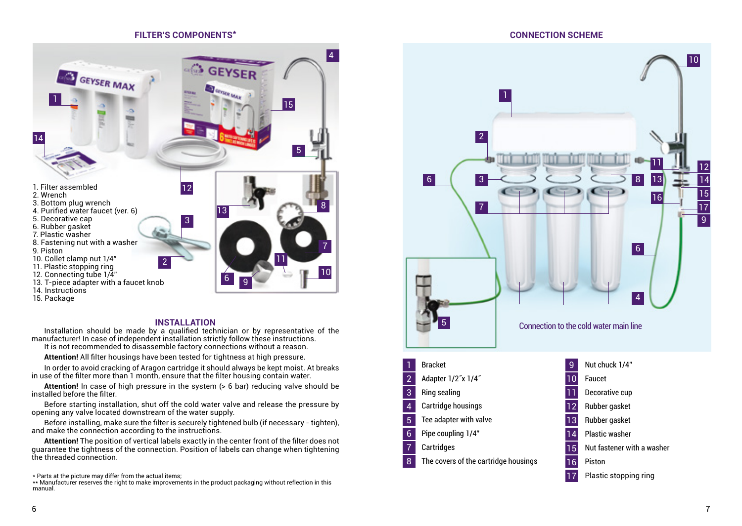## FILTER'S COMPONENTS*

1. Filter assembled
2. Wrench
3. Bottom plug wrench
4. Purified water faucet (ver. 6)
5. Decorative cap
6. Rubber gasket
7. Plastic washer
8. Fastening nut with a washer
9. Piston
10. Collet clamp nut 1/4"
11. Plastic stopping ring
12. Connecting tube 1/4"
13. T-piece adapter with a faucet knob
14. Instructions
15. Package

## INSTALLATION

Installation should be made by a qualified technician or by representative of the manufacturer! In case of independent installation strictly follow these instructions.

It is not recommended to disassemble factory connections without a reason.

**Attention!** All filter housings have been tested for tightness at high pressure.

In order to avoid cracking of Aragon cartridge it should always be kept moist. At breaks in use of the filter more than 1 month, ensure that the filter housing contain water.

**Attention!** In case of high pressure in the system (> 6 bar) reducing valve should be installed before the filter.

Before starting installation, shut off the cold water valve and release the pressure by opening any valve located downstream of the water supply.

Before installing, make sure the filter is securely tightened bulb (if necessary - tighten), and make the connection according to the instructions.

**Attention!** The position of vertical labels exactly in the center front of the filter does not guarantee the tightness of the connection. Position of labels can change when tightening the threaded connection.

\* Parts at the picture may differ from the actual items;
\*\* Manufacturer reserves the right to make improvements in the product packaging without reflection in this manual.

## CONNECTION SCHEME

Connection to the cold water main line

| | | | |
|---|---|---|---|
| 1 | Bracket | 9 | Nut chuck 1/4" |
| 2 | Adapter 1/2˝x 1/4˝ | 10 | Faucet |
| 3 | Ring sealing | 11 | Decorative cup |
| 4 | Cartridge housings | 12 | Rubber gasket |
| 5 | Tee adapter with valve | 13 | Rubber gasket |
| 6 | Pipe coupling 1/4" | 14 | Plastic washer |
| 7 | Cartridges | 15 | Nut fastener with a washer |
| 8 | The covers of the cartridge housings | 16 | Piston |
| | | 17 | Plastic stopping ring |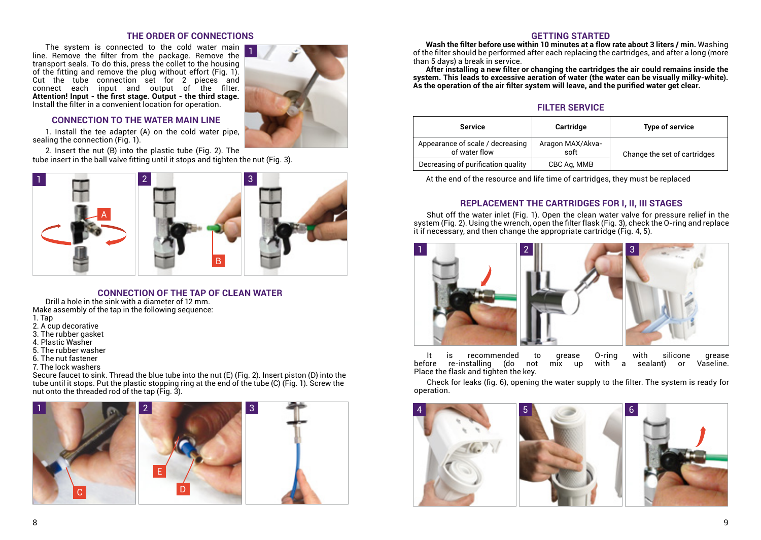## THE ORDER OF CONNECTIONS

The system is connected to the cold water main line. Remove the filter from the package. Remove the transport seals. To do this, press the collet to the housing of the fitting and remove the plug without effort (Fig. 1). Cut the tube connection set for 2 pieces and connect each input and output of the filter. **Attention! Input - the first stage. Output - the third stage.** Install the filter in a convenient location for operation.

## CONNECTION TO THE WATER MAIN LINE

1. Install the tee adapter (A) on the cold water pipe, sealing the connection (Fig. 1).

2. Insert the nut (B) into the plastic tube (Fig. 2). The tube insert in the ball valve fitting until it stops and tighten the nut (Fig. 3).

## CONNECTION OF THE TAP OF CLEAN WATER

Drill a hole in the sink with a diameter of 12 mm.
Make assembly of the tap in the following sequence:

1. Tap
2. A cup decorative
3. The rubber gasket
4. Plastic Washer
5. The rubber washer
6. The nut fastener
7. The lock washers

Secure faucet to sink. Thread the blue tube into the nut (E) (Fig. 2). Insert piston (D) into the tube until it stops. Put the plastic stopping ring at the end of the tube (C) (Fig. 1). Screw the nut onto the threaded rod of the tap (Fig. 3).

## GETTING STARTED

**Wash the filter before use within 10 minutes at a flow rate about 3 liters / min.** Washing of the filter should be performed after each replacing the cartridges, and after a long (more than 5 days) a break in service.

**After installing a new filter or changing the cartridges the air could remains inside the system. This leads to excessive aeration of water (the water can be visually milky-white). As the operation of the air filter system will leave, and the purified water get clear.**

## FILTER SERVICE

| Service | Cartridge | Type of service |
|---|---|---|
| Appearance of scale / decreasing of water flow | Aragon MAX/Akva-soft | Change the set of cartridges |
| Decreasing of purification quality | CBC Ag, MMB | |

At the end of the resource and life time of cartridges, they must be replaced

## REPLACEMENT THE CARTRIDGES FOR I, II, III STAGES

Shut off the water inlet (Fig. 1). Open the clean water valve for pressure relief in the system (Fig. 2). Using the wrench, open the filter flask (Fig. 3), check the O-ring and replace it if necessary, and then change the appropriate cartridge (Fig. 4, 5).

It is recommended to grease O-ring with silicone grease before re-installing (do not mix up with a sealant) or Vaseline. Place the flask and tighten the key.

Check for leaks (fig. 6), opening the water supply to the filter. The system is ready for operation.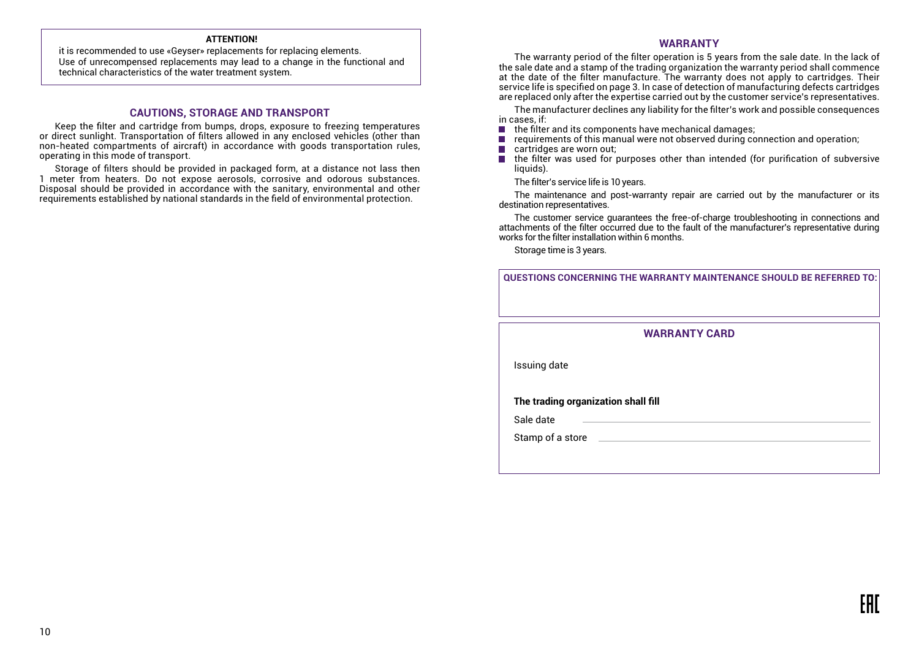**ATTENTION!**

it is recommended to use «Geyser» replacements for replacing elements.
Use of unrecompensed replacements may lead to a change in the functional and technical characteristics of the water treatment system.

## CAUTIONS, STORAGE AND TRANSPORT

Keep the filter and cartridge from bumps, drops, exposure to freezing temperatures or direct sunlight. Transportation of filters allowed in any enclosed vehicles (other than non-heated compartments of aircraft) in accordance with goods transportation rules, operating in this mode of transport.

Storage of filters should be provided in packaged form, at a distance not lass then 1 meter from heaters. Do not expose aerosols, corrosive and odorous substances. Disposal should be provided in accordance with the sanitary, environmental and other requirements established by national standards in the field of environmental protection.

## WARRANTY

The warranty period of the filter operation is 5 years from the sale date. In the lack of the sale date and a stamp of the trading organization the warranty period shall commence at the date of the filter manufacture. The warranty does not apply to cartridges. Their service life is specified on page 3. In case of detection of manufacturing defects cartridges are replaced only after the expertise carried out by the customer service's representatives.

The manufacturer declines any liability for the filter's work and possible consequences in cases, if:

- the filter and its components have mechanical damages;
- requirements of this manual were not observed during connection and operation;
- cartridges are worn out;
- the filter was used for purposes other than intended (for purification of subversive liquids).

The filter's service life is 10 years.

The maintenance and post-warranty repair are carried out by the manufacturer or its destination representatives.

The customer service guarantees the free-of-charge troubleshooting in connections and attachments of the filter occurred due to the fault of the manufacturer's representative during works for the filter installation within 6 months.

Storage time is 3 years.

**QUESTIONS CONCERNING THE WARRANTY MAINTENANCE SHOULD BE REFERRED TO:**

## WARRANTY CARD

Issuing date

**The trading organization shall fill**

Sale date \_\_\_\_\_\_\_\_\_\_\_\_\_\_\_\_\_\_\_\_

Stamp of a store \_\_\_\_\_\_\_\_\_\_\_\_\_\_\_\_\_\_\_\_

EAC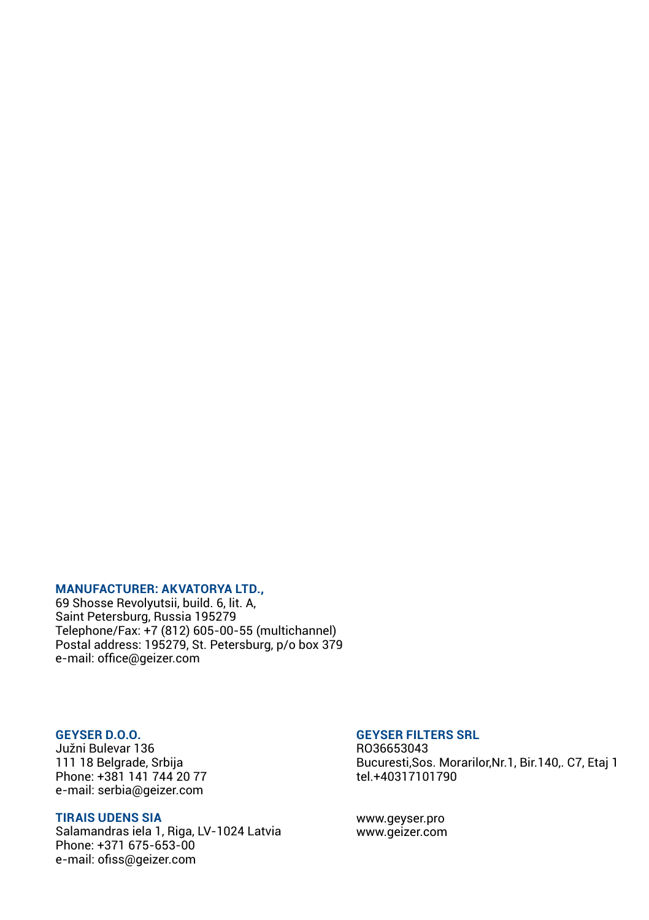**MANUFACTURER: AKVATORYA LTD.,**
69 Shosse Revolyutsii, build. 6, lit. A,
Saint Petersburg, Russia 195279
Telephone/Fax: +7 (812) 605-00-55 (multichannel)
Postal address: 195279, St. Petersburg, p/o box 379
e-mail: office@geizer.com

**GEYSER D.O.O.**
Južni Bulevar 136
111 18 Belgrade, Srbija
Phone: +381 141 744 20 77
e-mail: serbia@geizer.com

**TIRAIS UDENS SIA**
Salamandras iela 1, Riga, LV-1024 Latvia
Phone: +371 675-653-00
e-mail: ofiss@geizer.com

**GEYSER FILTERS SRL**
RO36653043
Bucuresti,Sos. Morarilor,Nr.1, Bir.140,. C7, Etaj 1
tel.+40317101790

www.geyser.pro
www.geizer.com